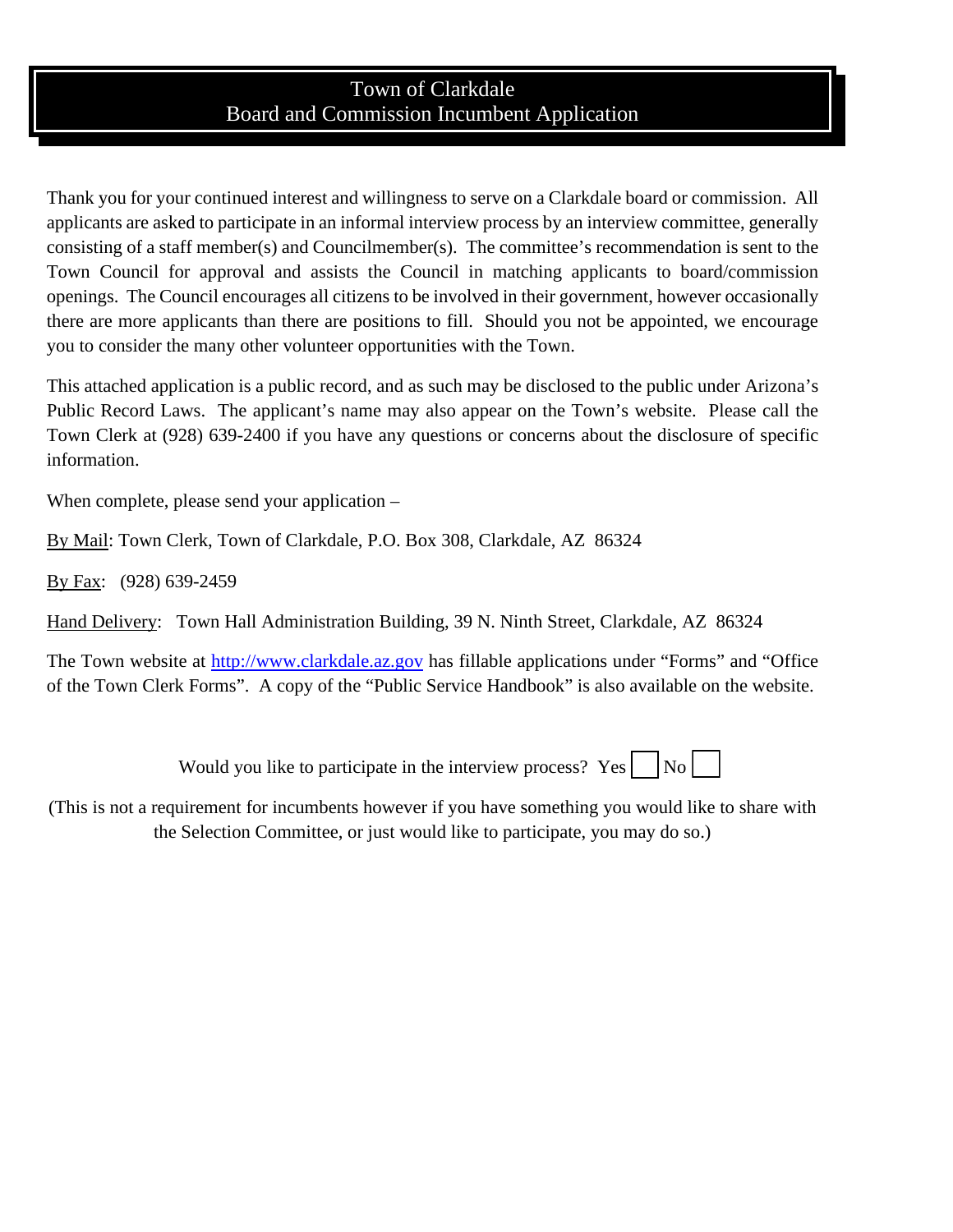# Town of Clarkdale
## Board and Commission Incumbent Application

Thank you for your continued interest and willingness to serve on a Clarkdale board or commission. All applicants are asked to participate in an informal interview process by an interview committee, generally consisting of a staff member(s) and Councilmember(s). The committee's recommendation is sent to the Town Council for approval and assists the Council in matching applicants to board/commission openings. The Council encourages all citizens to be involved in their government, however occasionally there are more applicants than there are positions to fill. Should you not be appointed, we encourage you to consider the many other volunteer opportunities with the Town.

This attached application is a public record, and as such may be disclosed to the public under Arizona's Public Record Laws. The applicant's name may also appear on the Town's website. Please call the Town Clerk at (928) 639-2400 if you have any questions or concerns about the disclosure of specific information.

When complete, please send your application –

By Mail: Town Clerk, Town of Clarkdale, P.O. Box 308, Clarkdale, AZ 86324

By Fax: (928) 639-2459

Hand Delivery: Town Hall Administration Building, 39 N. Ninth Street, Clarkdale, AZ 86324

The Town website at [http://www.clarkdale.az.gov](http://www.clarkdale.az.gov) has fillable applications under "Forms" and "Office of the Town Clerk Forms". A copy of the "Public Service Handbook" is also available on the website.

Would you like to participate in the interview process? Yes ☐ No ☐

(This is not a requirement for incumbents however if you have something you would like to share with the Selection Committee, or just would like to participate, you may do so.)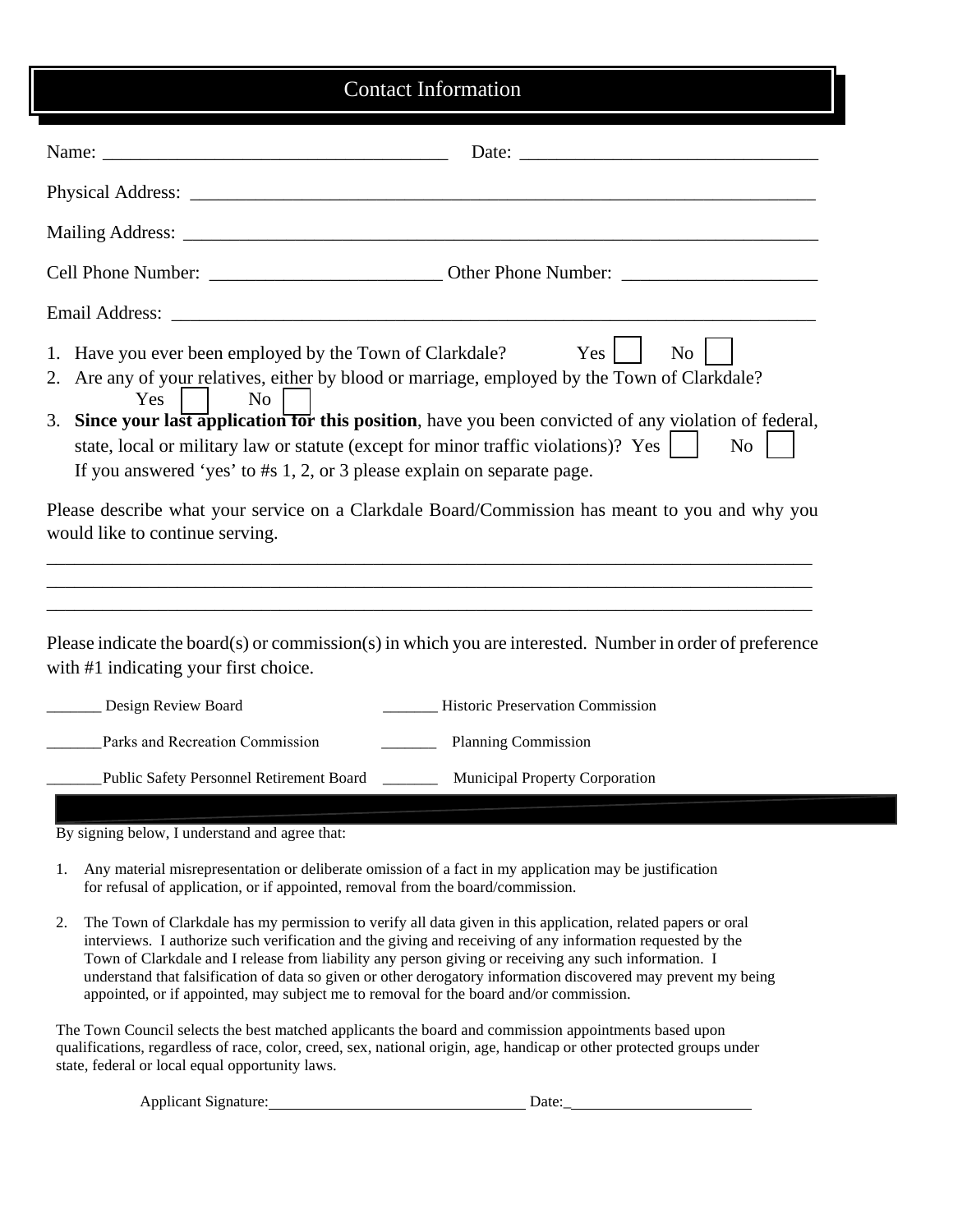## Contact Information

Name: ____________________________________ Date: ________________________________

Physical Address: _____________________________________________________________________

Mailing Address: ______________________________________________________________________

Cell Phone Number: ________________________ Other Phone Number: ____________________

Email Address: ________________________________________________________________________

1. Have you ever been employed by the Town of Clarkdale? Yes ☐ No ☐
2. Are any of your relatives, either by blood or marriage, employed by the Town of Clarkdale? Yes ☐ No ☐
3. **Since your last application for this position**, have you been convicted of any violation of federal, state, local or military law or statute (except for minor traffic violations)? Yes ☐ No ☐
   If you answered 'yes' to #s 1, 2, or 3 please explain on separate page.

Please describe what your service on a Clarkdale Board/Commission has meant to you and why you would like to continue serving.

_______________________________________________________________________________________
_______________________________________________________________________________________
_______________________________________________________________________________________

Please indicate the board(s) or commission(s) in which you are interested. Number in order of preference with #1 indicating your first choice.

_______ Design Review Board

_______ Historic Preservation Commission

_______ Parks and Recreation Commission

_______ Planning Commission

_______ Public Safety Personnel Retirement Board

_______ Municipal Property Corporation

By signing below, I understand and agree that:

1. Any material misrepresentation or deliberate omission of a fact in my application may be justification for refusal of application, or if appointed, removal from the board/commission.
2. The Town of Clarkdale has my permission to verify all data given in this application, related papers or oral interviews. I authorize such verification and the giving and receiving of any information requested by the Town of Clarkdale and I release from liability any person giving or receiving any such information. I understand that falsification of data so given or other derogatory information discovered may prevent my being appointed, or if appointed, may subject me to removal for the board and/or commission.

The Town Council selects the best matched applicants the board and commission appointments based upon qualifications, regardless of race, color, creed, sex, national origin, age, handicap or other protected groups under state, federal or local equal opportunity laws.

Applicant Signature:________________________________ Date:________________________